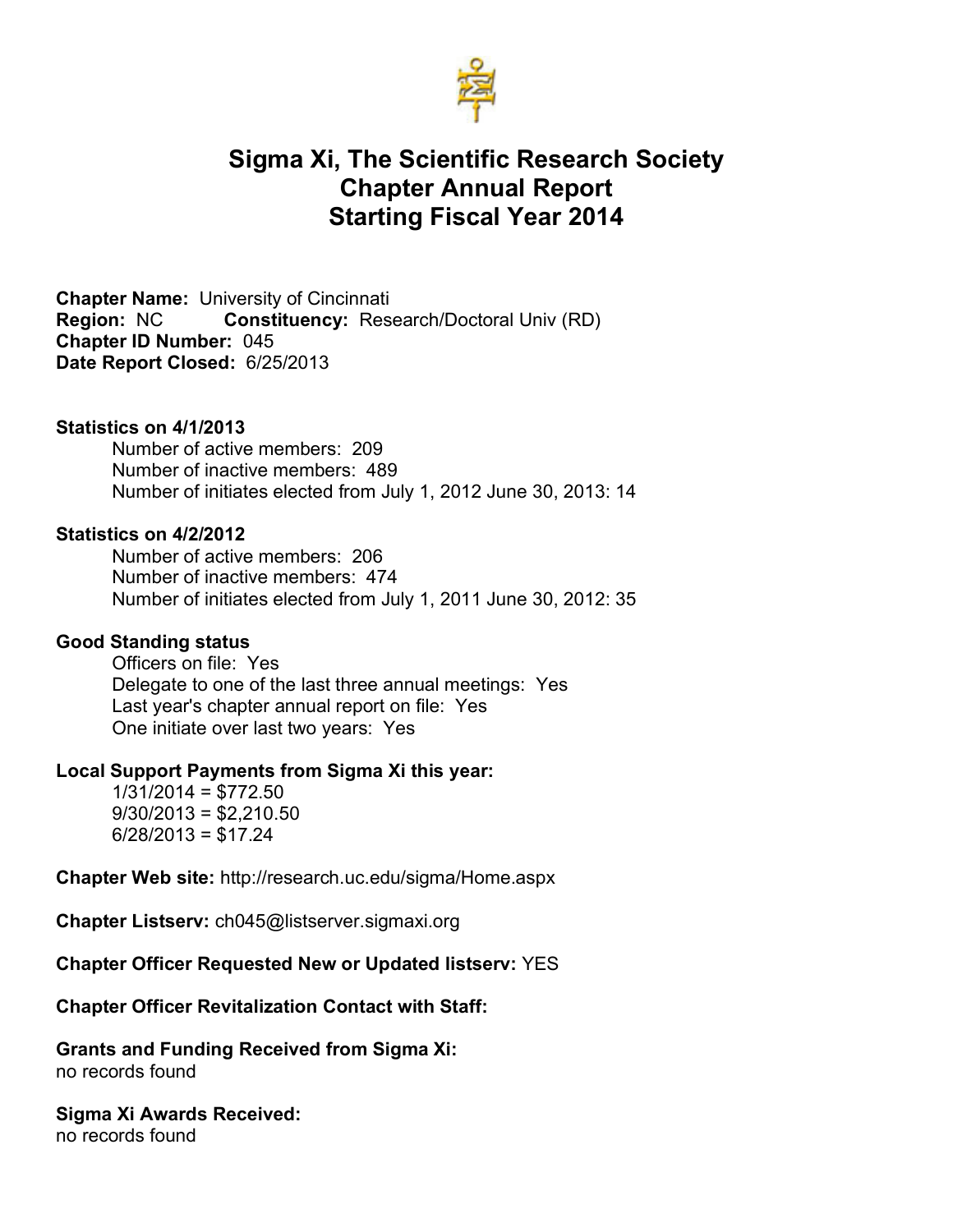# Sigma Xi, The Scientific Research Society
# Chapter Annual Report
# Starting Fiscal Year 2014

**Chapter Name:** University of Cincinnati
**Region:** NC **Constituency:** Research/Doctoral Univ (RD)
**Chapter ID Number:** 045
**Date Report Closed:** 6/25/2013

**Statistics on 4/1/2013**

Number of active members: 209
Number of inactive members: 489
Number of initiates elected from July 1, 2012 June 30, 2013: 14

**Statistics on 4/2/2012**

Number of active members: 206
Number of inactive members: 474
Number of initiates elected from July 1, 2011 June 30, 2012: 35

**Good Standing status**

Officers on file: Yes
Delegate to one of the last three annual meetings: Yes
Last year's chapter annual report on file: Yes
One initiate over last two years: Yes

**Local Support Payments from Sigma Xi this year:**

1/31/2014 = $772.50
9/30/2013 = $2,210.50
6/28/2013 = $17.24

**Chapter Web site:** http://research.uc.edu/sigma/Home.aspx

**Chapter Listserv:** ch045@listserver.sigmaxi.org

**Chapter Officer Requested New or Updated listserv:** YES

**Chapter Officer Revitalization Contact with Staff:**

**Grants and Funding Received from Sigma Xi:**
no records found

**Sigma Xi Awards Received:**
no records found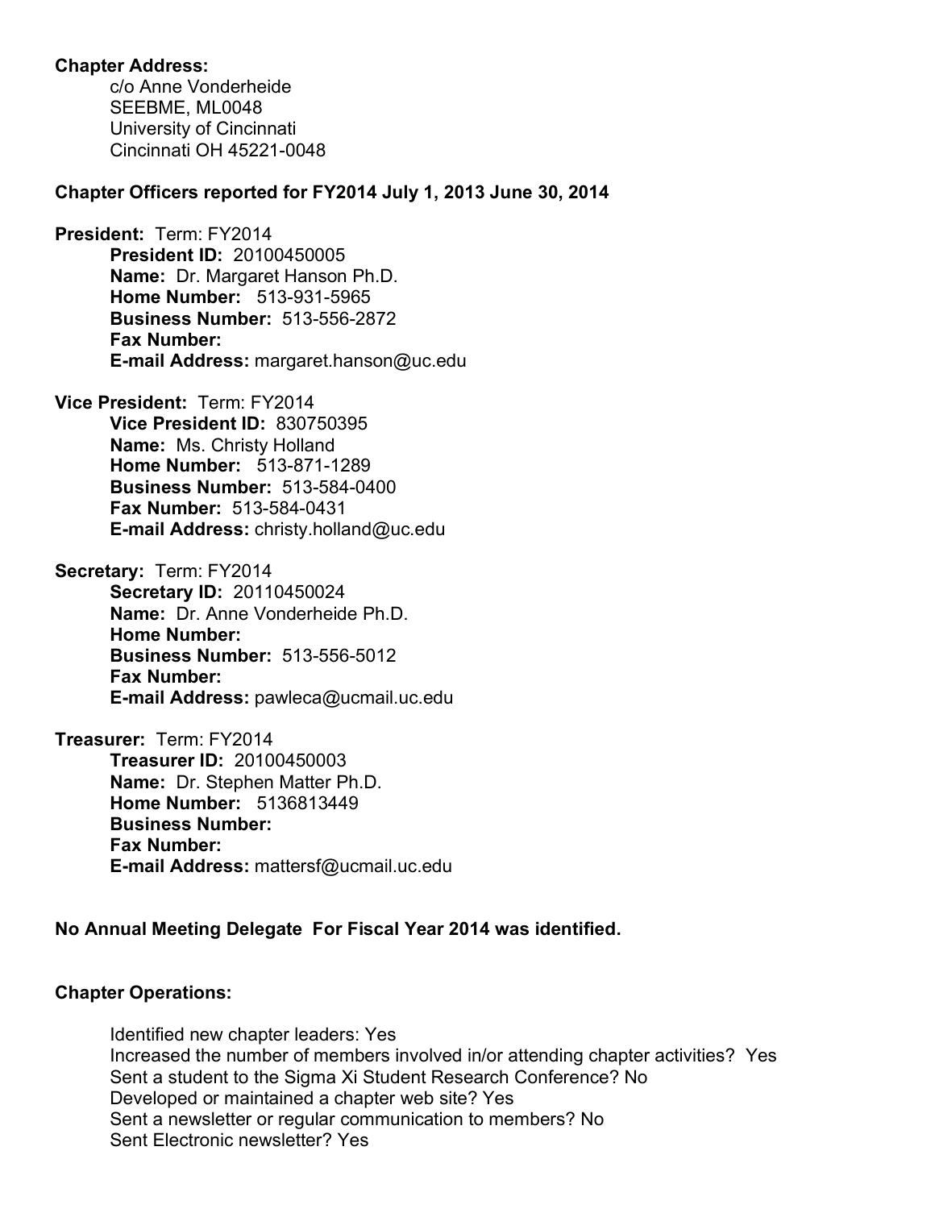**Chapter Address:**

c/o Anne Vonderheide
SEEBME, ML0048
University of Cincinnati
Cincinnati OH 45221-0048

**Chapter Officers reported for FY2014 July 1, 2013 June 30, 2014**

**President:** Term: FY2014

**President ID:** 20100450005
**Name:** Dr. Margaret Hanson Ph.D.
**Home Number:** 513-931-5965
**Business Number:** 513-556-2872
**Fax Number:**
**E-mail Address:** margaret.hanson@uc.edu

**Vice President:** Term: FY2014

**Vice President ID:** 830750395
**Name:** Ms. Christy Holland
**Home Number:** 513-871-1289
**Business Number:** 513-584-0400
**Fax Number:** 513-584-0431
**E-mail Address:** christy.holland@uc.edu

**Secretary:** Term: FY2014

**Secretary ID:** 20110450024
**Name:** Dr. Anne Vonderheide Ph.D.
**Home Number:**
**Business Number:** 513-556-5012
**Fax Number:**
**E-mail Address:** pawleca@ucmail.uc.edu

**Treasurer:** Term: FY2014

**Treasurer ID:** 20100450003
**Name:** Dr. Stephen Matter Ph.D.
**Home Number:** 5136813449
**Business Number:**
**Fax Number:**
**E-mail Address:** mattersf@ucmail.uc.edu

**No Annual Meeting Delegate For Fiscal Year 2014 was identified.**

**Chapter Operations:**

Identified new chapter leaders: Yes
Increased the number of members involved in/or attending chapter activities? Yes
Sent a student to the Sigma Xi Student Research Conference? No
Developed or maintained a chapter web site? Yes
Sent a newsletter or regular communication to members? No
Sent Electronic newsletter? Yes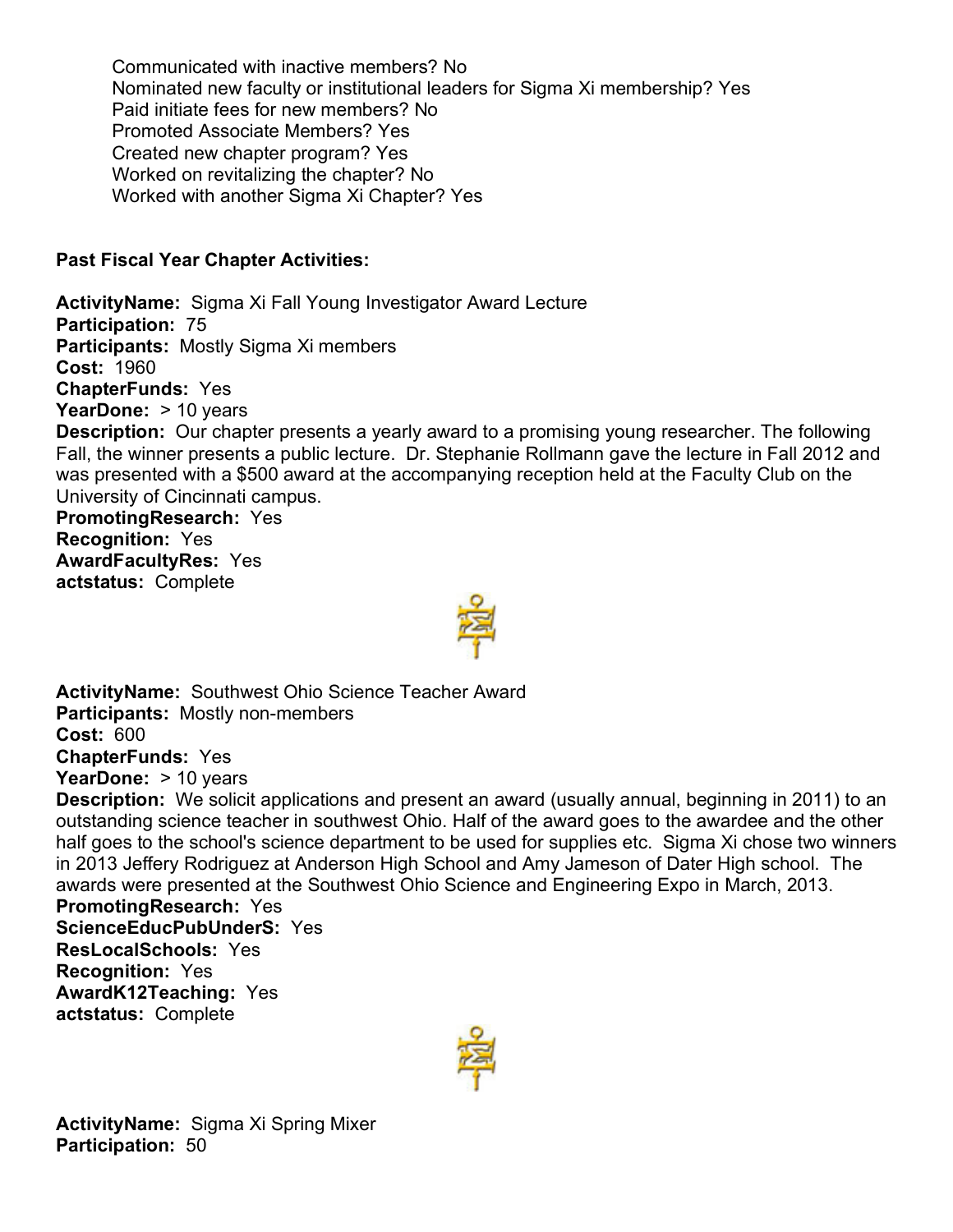Communicated with inactive members? No
Nominated new faculty or institutional leaders for Sigma Xi membership? Yes
Paid initiate fees for new members? No
Promoted Associate Members? Yes
Created new chapter program? Yes
Worked on revitalizing the chapter? No
Worked with another Sigma Xi Chapter? Yes

**Past Fiscal Year Chapter Activities:**

**ActivityName:** Sigma Xi Fall Young Investigator Award Lecture
**Participation:** 75
**Participants:** Mostly Sigma Xi members
**Cost:** 1960
**ChapterFunds:** Yes
**YearDone:** > 10 years
**Description:** Our chapter presents a yearly award to a promising young researcher. The following Fall, the winner presents a public lecture. Dr. Stephanie Rollmann gave the lecture in Fall 2012 and was presented with a $500 award at the accompanying reception held at the Faculty Club on the University of Cincinnati campus.
**PromotingResearch:** Yes
**Recognition:** Yes
**AwardFacultyRes:** Yes
**actstatus:** Complete

**ActivityName:** Southwest Ohio Science Teacher Award
**Participants:** Mostly non-members
**Cost:** 600
**ChapterFunds:** Yes
**YearDone:** > 10 years
**Description:** We solicit applications and present an award (usually annual, beginning in 2011) to an outstanding science teacher in southwest Ohio. Half of the award goes to the awardee and the other half goes to the school's science department to be used for supplies etc. Sigma Xi chose two winners in 2013 Jeffery Rodriguez at Anderson High School and Amy Jameson of Dater High school. The awards were presented at the Southwest Ohio Science and Engineering Expo in March, 2013.
**PromotingResearch:** Yes
**ScienceEducPubUnderS:** Yes
**ResLocalSchools:** Yes
**Recognition:** Yes
**AwardK12Teaching:** Yes
**actstatus:** Complete

**ActivityName:** Sigma Xi Spring Mixer
**Participation:** 50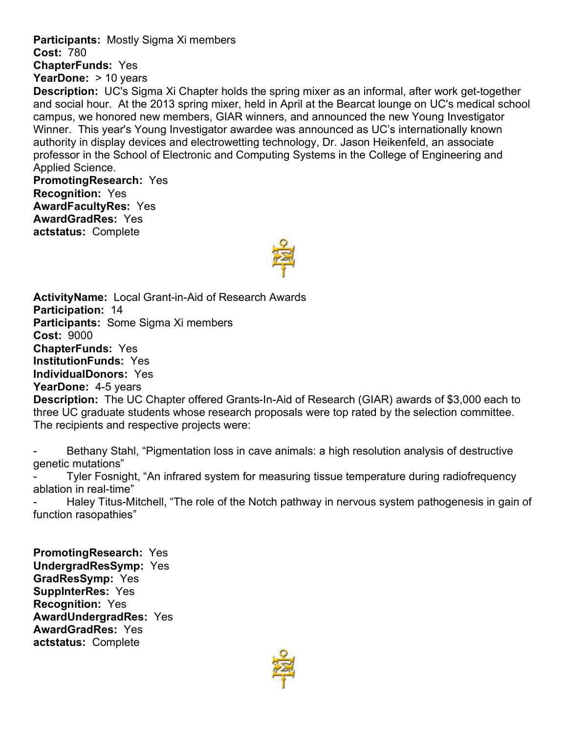**Participants:** Mostly Sigma Xi members
**Cost:** 780
**ChapterFunds:** Yes
**YearDone:** > 10 years
**Description:** UC's Sigma Xi Chapter holds the spring mixer as an informal, after work get-together and social hour. At the 2013 spring mixer, held in April at the Bearcat lounge on UC's medical school campus, we honored new members, GIAR winners, and announced the new Young Investigator Winner. This year's Young Investigator awardee was announced as UC's internationally known authority in display devices and electrowetting technology, Dr. Jason Heikenfeld, an associate professor in the School of Electronic and Computing Systems in the College of Engineering and Applied Science.
**PromotingResearch:** Yes
**Recognition:** Yes
**AwardFacultyRes:** Yes
**AwardGradRes:** Yes
**actstatus:** Complete

**ActivityName:** Local Grant-in-Aid of Research Awards
**Participation:** 14
**Participants:** Some Sigma Xi members
**Cost:** 9000
**ChapterFunds:** Yes
**InstitutionFunds:** Yes
**IndividualDonors:** Yes
**YearDone:** 4-5 years
**Description:** The UC Chapter offered Grants-In-Aid of Research (GIAR) awards of $3,000 each to three UC graduate students whose research proposals were top rated by the selection committee. The recipients and respective projects were:

- Bethany Stahl, "Pigmentation loss in cave animals: a high resolution analysis of destructive genetic mutations"
- Tyler Fosnight, "An infrared system for measuring tissue temperature during radiofrequency ablation in real-time"
- Haley Titus-Mitchell, "The role of the Notch pathway in nervous system pathogenesis in gain of function rasopathies"

**PromotingResearch:** Yes
**UndergradResSymp:** Yes
**GradResSymp:** Yes
**SuppInterRes:** Yes
**Recognition:** Yes
**AwardUndergradRes:** Yes
**AwardGradRes:** Yes
**actstatus:** Complete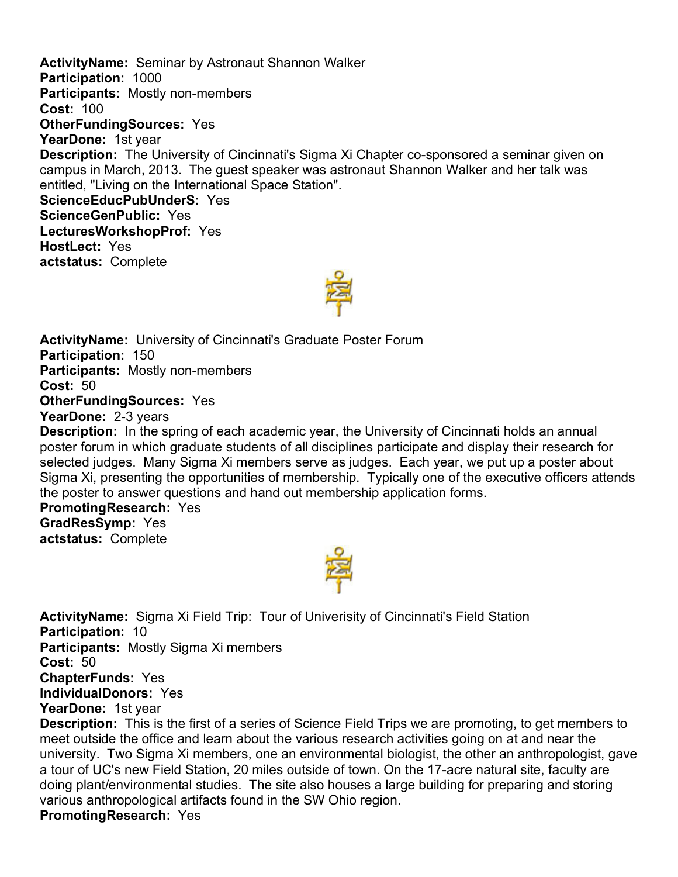**ActivityName:** Seminar by Astronaut Shannon Walker
**Participation:** 1000
**Participants:** Mostly non-members
**Cost:** 100
**OtherFundingSources:** Yes
**YearDone:** 1st year
**Description:** The University of Cincinnati's Sigma Xi Chapter co-sponsored a seminar given on campus in March, 2013. The guest speaker was astronaut Shannon Walker and her talk was entitled, "Living on the International Space Station".
**ScienceEducPubUnderS:** Yes
**ScienceGenPublic:** Yes
**LecturesWorkshopProf:** Yes
**HostLect:** Yes
**actstatus:** Complete

**ActivityName:** University of Cincinnati's Graduate Poster Forum
**Participation:** 150
**Participants:** Mostly non-members
**Cost:** 50
**OtherFundingSources:** Yes
**YearDone:** 2-3 years
**Description:** In the spring of each academic year, the University of Cincinnati holds an annual poster forum in which graduate students of all disciplines participate and display their research for selected judges. Many Sigma Xi members serve as judges. Each year, we put up a poster about Sigma Xi, presenting the opportunities of membership. Typically one of the executive officers attends the poster to answer questions and hand out membership application forms.
**PromotingResearch:** Yes
**GradResSymp:** Yes
**actstatus:** Complete

**ActivityName:** Sigma Xi Field Trip: Tour of Univerisity of Cincinnati's Field Station
**Participation:** 10
**Participants:** Mostly Sigma Xi members
**Cost:** 50
**ChapterFunds:** Yes
**IndividualDonors:** Yes
**YearDone:** 1st year
**Description:** This is the first of a series of Science Field Trips we are promoting, to get members to meet outside the office and learn about the various research activities going on at and near the university. Two Sigma Xi members, one an environmental biologist, the other an anthropologist, gave a tour of UC's new Field Station, 20 miles outside of town. On the 17-acre natural site, faculty are doing plant/environmental studies. The site also houses a large building for preparing and storing various anthropological artifacts found in the SW Ohio region.
**PromotingResearch:** Yes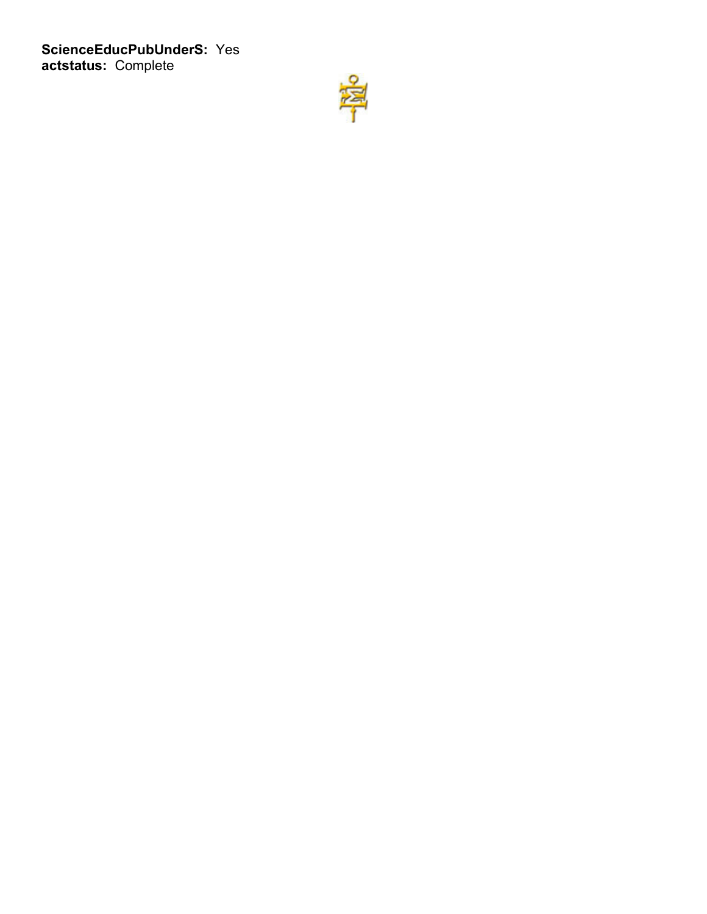**ScienceEducPubUnderS:** Yes
**actstatus:** Complete